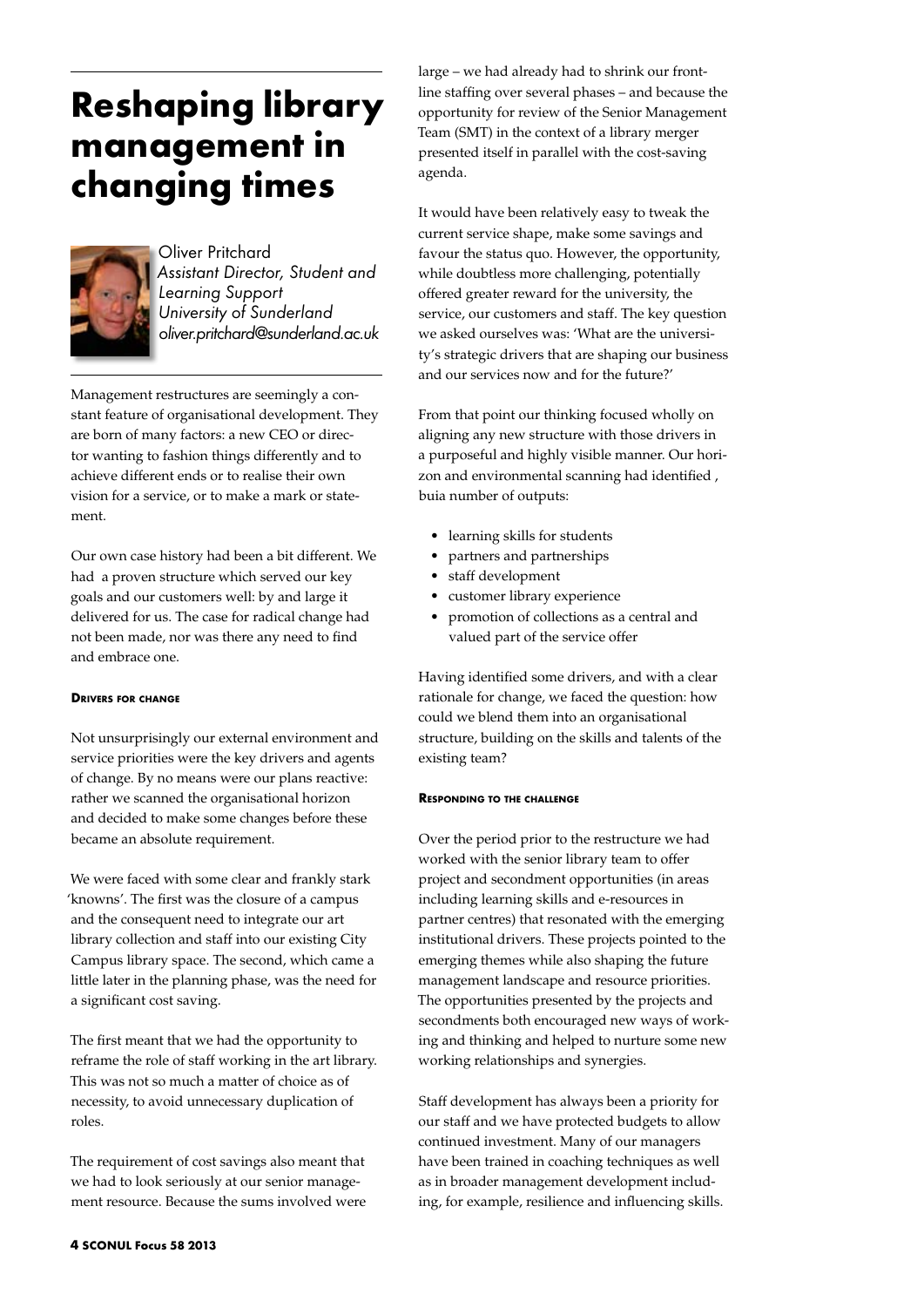# Reshaping library management in changing times

Oliver Pritchard
*Assistant Director, Student and Learning Support*
*University of Sunderland*
*oliver.pritchard@sunderland.ac.uk*

Management restructures are seemingly a constant feature of organisational development. They are born of many factors: a new CEO or director wanting to fashion things differently and to achieve different ends or to realise their own vision for a service, or to make a mark or statement.

Our own case history had been a bit different. We had a proven structure which served our key goals and our customers well: by and large it delivered for us. The case for radical change had not been made, nor was there any need to find and embrace one.

#### Drivers for change

Not unsurprisingly our external environment and service priorities were the key drivers and agents of change. By no means were our plans reactive: rather we scanned the organisational horizon and decided to make some changes before these became an absolute requirement.

We were faced with some clear and frankly stark 'knowns'. The first was the closure of a campus and the consequent need to integrate our art library collection and staff into our existing City Campus library space. The second, which came a little later in the planning phase, was the need for a significant cost saving.

The first meant that we had the opportunity to reframe the role of staff working in the art library. This was not so much a matter of choice as of necessity, to avoid unnecessary duplication of roles.

The requirement of cost savings also meant that we had to look seriously at our senior management resource. Because the sums involved were large – we had already had to shrink our front-line staffing over several phases – and because the opportunity for review of the Senior Management Team (SMT) in the context of a library merger presented itself in parallel with the cost-saving agenda.

It would have been relatively easy to tweak the current service shape, make some savings and favour the status quo. However, the opportunity, while doubtless more challenging, potentially offered greater reward for the university, the service, our customers and staff. The key question we asked ourselves was: 'What are the university's strategic drivers that are shaping our business and our services now and for the future?'

From that point our thinking focused wholly on aligning any new structure with those drivers in a purposeful and highly visible manner. Our horizon and environmental scanning had identified , buia number of outputs:

- learning skills for students
- partners and partnerships
- staff development
- customer library experience
- promotion of collections as a central and valued part of the service offer

Having identified some drivers, and with a clear rationale for change, we faced the question: how could we blend them into an organisational structure, building on the skills and talents of the existing team?

#### Responding to the challenge

Over the period prior to the restructure we had worked with the senior library team to offer project and secondment opportunities (in areas including learning skills and e-resources in partner centres) that resonated with the emerging institutional drivers. These projects pointed to the emerging themes while also shaping the future management landscape and resource priorities. The opportunities presented by the projects and secondments both encouraged new ways of working and thinking and helped to nurture some new working relationships and synergies.

Staff development has always been a priority for our staff and we have protected budgets to allow continued investment. Many of our managers have been trained in coaching techniques as well as in broader management development including, for example, resilience and influencing skills.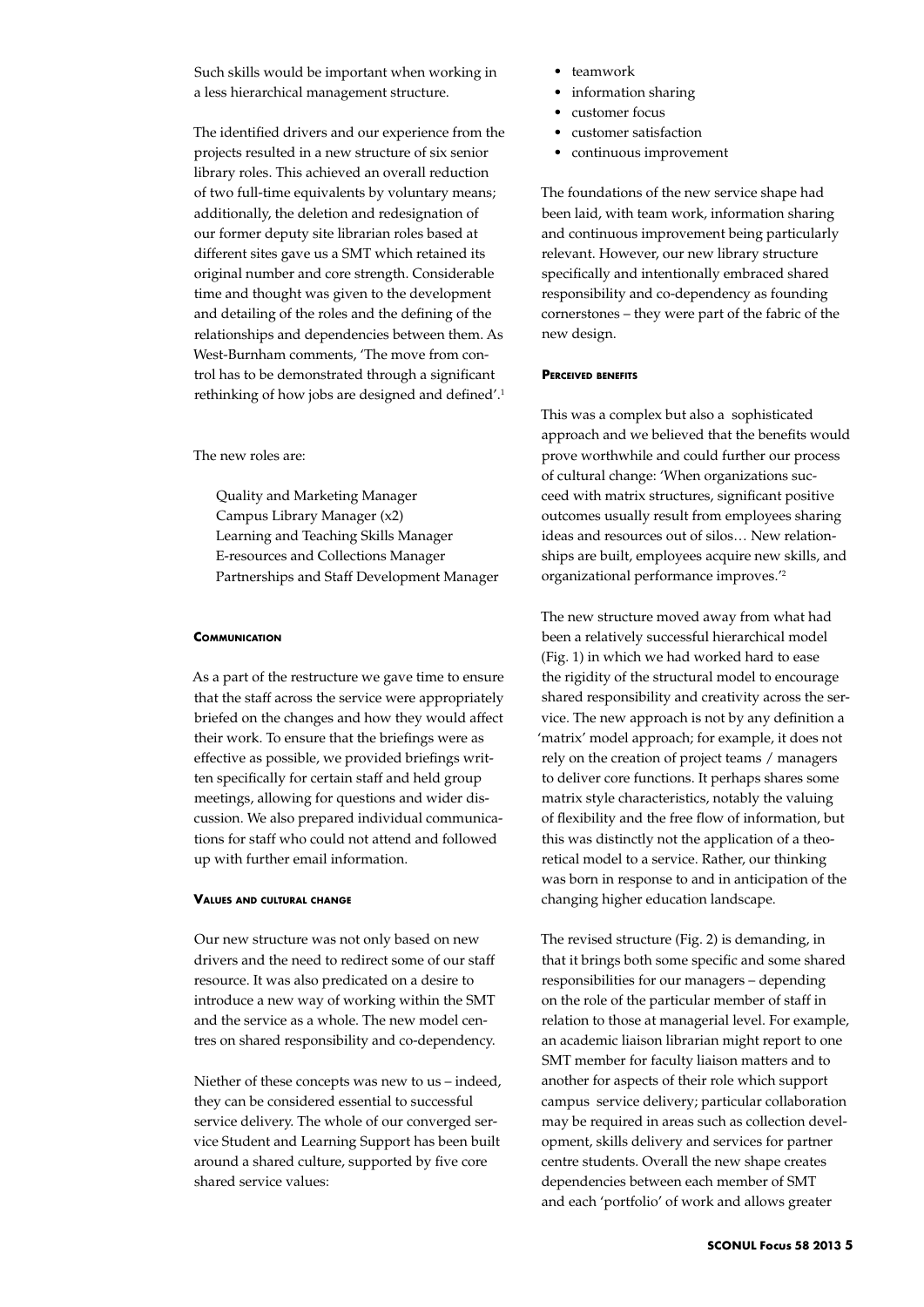Such skills would be important when working in a less hierarchical management structure.

The identified drivers and our experience from the projects resulted in a new structure of six senior library roles. This achieved an overall reduction of two full-time equivalents by voluntary means; additionally, the deletion and redesignation of our former deputy site librarian roles based at different sites gave us a SMT which retained its original number and core strength. Considerable time and thought was given to the development and detailing of the roles and the defining of the relationships and dependencies between them. As West-Burnham comments, 'The move from control has to be demonstrated through a significant rethinking of how jobs are designed and defined'.[1]

The new roles are:

Quality and Marketing Manager
Campus Library Manager (x2)
Learning and Teaching Skills Manager
E-resources and Collections Manager
Partnerships and Staff Development Manager

#### Communication

As a part of the restructure we gave time to ensure that the staff across the service were appropriately briefed on the changes and how they would affect their work. To ensure that the briefings were as effective as possible, we provided briefings written specifically for certain staff and held group meetings, allowing for questions and wider discussion. We also prepared individual communications for staff who could not attend and followed up with further email information.

#### Values and cultural change

Our new structure was not only based on new drivers and the need to redirect some of our staff resource. It was also predicated on a desire to introduce a new way of working within the SMT and the service as a whole. The new model centres on shared responsibility and co-dependency.

Niether of these concepts was new to us – indeed, they can be considered essential to successful service delivery. The whole of our converged service Student and Learning Support has been built around a shared culture, supported by five core shared service values:

- teamwork
- information sharing
- customer focus
- customer satisfaction
- continuous improvement

The foundations of the new service shape had been laid, with team work, information sharing and continuous improvement being particularly relevant. However, our new library structure specifically and intentionally embraced shared responsibility and co-dependency as founding cornerstones – they were part of the fabric of the new design.

#### Perceived benefits

This was a complex but also a sophisticated approach and we believed that the benefits would prove worthwhile and could further our process of cultural change: 'When organizations succeed with matrix structures, significant positive outcomes usually result from employees sharing ideas and resources out of silos… New relationships are built, employees acquire new skills, and organizational performance improves.'[2]

The new structure moved away from what had been a relatively successful hierarchical model (Fig. 1) in which we had worked hard to ease the rigidity of the structural model to encourage shared responsibility and creativity across the service. The new approach is not by any definition a 'matrix' model approach; for example, it does not rely on the creation of project teams / managers to deliver core functions. It perhaps shares some matrix style characteristics, notably the valuing of flexibility and the free flow of information, but this was distinctly not the application of a theoretical model to a service. Rather, our thinking was born in response to and in anticipation of the changing higher education landscape.

The revised structure (Fig. 2) is demanding, in that it brings both some specific and some shared responsibilities for our managers – depending on the role of the particular member of staff in relation to those at managerial level. For example, an academic liaison librarian might report to one SMT member for faculty liaison matters and to another for aspects of their role which support campus service delivery; particular collaboration may be required in areas such as collection development, skills delivery and services for partner centre students. Overall the new shape creates dependencies between each member of SMT and each 'portfolio' of work and allows greater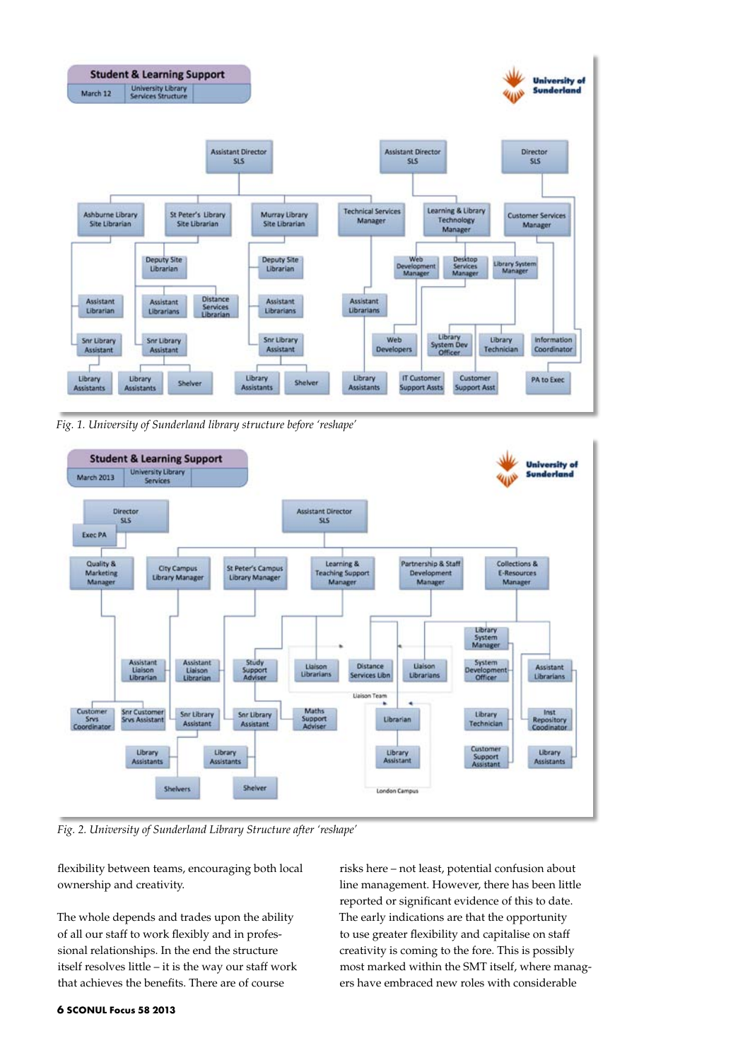*Fig. 1. University of Sunderland library structure before 'reshape'*

*Fig. 2. University of Sunderland Library Structure after 'reshape'*

flexibility between teams, encouraging both local ownership and creativity.

The whole depends and trades upon the ability of all our staff to work flexibly and in professional relationships. In the end the structure itself resolves little – it is the way our staff work that achieves the benefits. There are of course risks here – not least, potential confusion about line management. However, there has been little reported or significant evidence of this to date. The early indications are that the opportunity to use greater flexibility and capitalise on staff creativity is coming to the fore. This is possibly most marked within the SMT itself, where managers have embraced new roles with considerable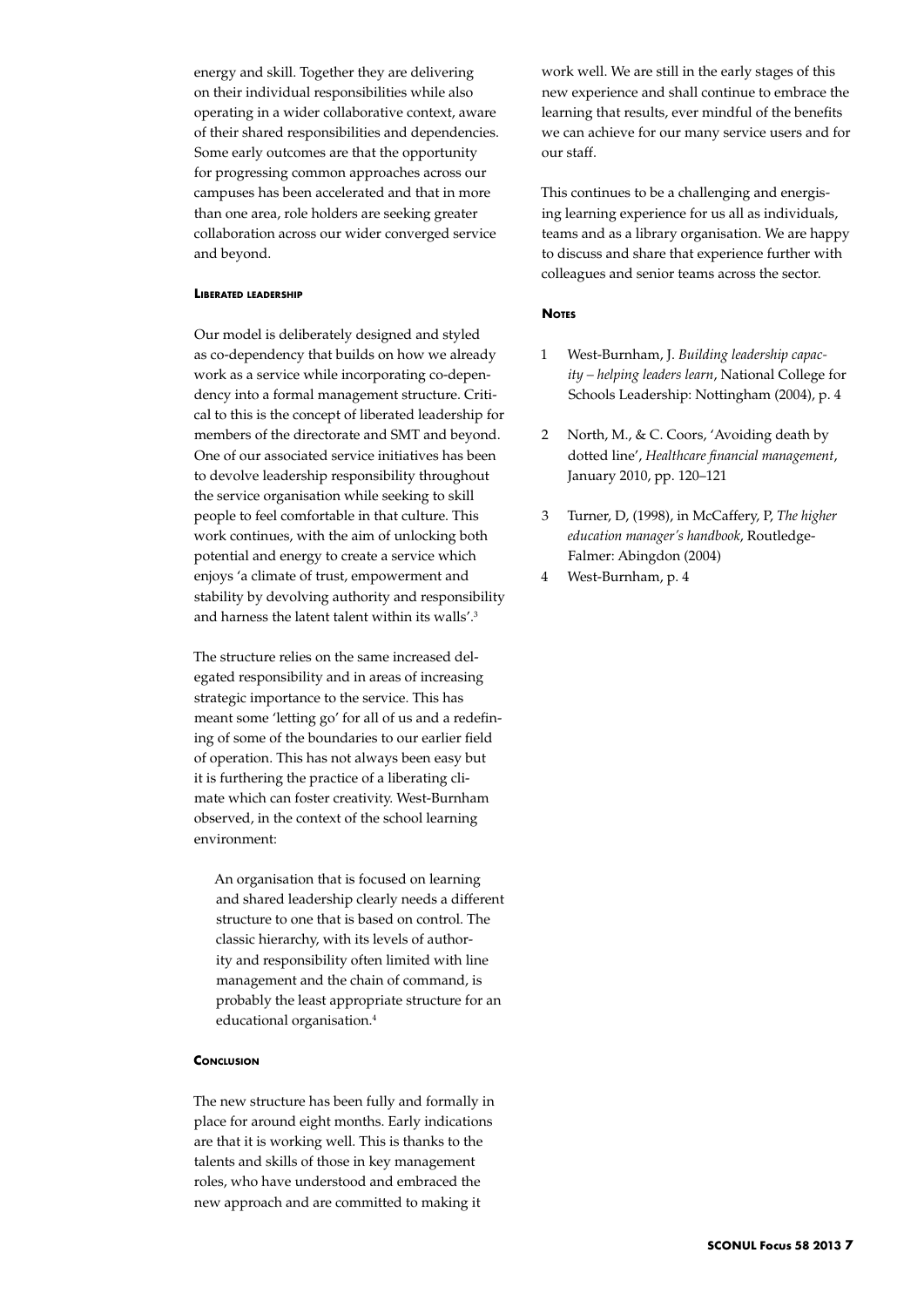energy and skill. Together they are delivering on their individual responsibilities while also operating in a wider collaborative context, aware of their shared responsibilities and dependencies. Some early outcomes are that the opportunity for progressing common approaches across our campuses has been accelerated and that in more than one area, role holders are seeking greater collaboration across our wider converged service and beyond.

### Liberated leadership

Our model is deliberately designed and styled as co-dependency that builds on how we already work as a service while incorporating co-dependency into a formal management structure. Critical to this is the concept of liberated leadership for members of the directorate and SMT and beyond. One of our associated service initiatives has been to devolve leadership responsibility throughout the service organisation while seeking to skill people to feel comfortable in that culture. This work continues, with the aim of unlocking both potential and energy to create a service which enjoys 'a climate of trust, empowerment and stability by devolving authority and responsibility and harness the latent talent within its walls'.[3]

The structure relies on the same increased delegated responsibility and in areas of increasing strategic importance to the service. This has meant some 'letting go' for all of us and a redefining of some of the boundaries to our earlier field of operation. This has not always been easy but it is furthering the practice of a liberating climate which can foster creativity. West-Burnham observed, in the context of the school learning environment:

> An organisation that is focused on learning and shared leadership clearly needs a different structure to one that is based on control. The classic hierarchy, with its levels of authority and responsibility often limited with line management and the chain of command, is probably the least appropriate structure for an educational organisation.[4]

### Conclusion

The new structure has been fully and formally in place for around eight months. Early indications are that it is working well. This is thanks to the talents and skills of those in key management roles, who have understood and embraced the new approach and are committed to making it work well. We are still in the early stages of this new experience and shall continue to embrace the learning that results, ever mindful of the benefits we can achieve for our many service users and for our staff.

This continues to be a challenging and energising learning experience for us all as individuals, teams and as a library organisation. We are happy to discuss and share that experience further with colleagues and senior teams across the sector.

### Notes

1. West-Burnham, J. *Building leadership capacity – helping leaders learn*, National College for Schools Leadership: Nottingham (2004), p. 4
2. North, M., & C. Coors, 'Avoiding death by dotted line', *Healthcare financial management*, January 2010, pp. 120–121
3. Turner, D, (1998), in McCaffery, P, *The higher education manager's handbook*, Routledge-Falmer: Abingdon (2004)
4. West-Burnham, p. 4